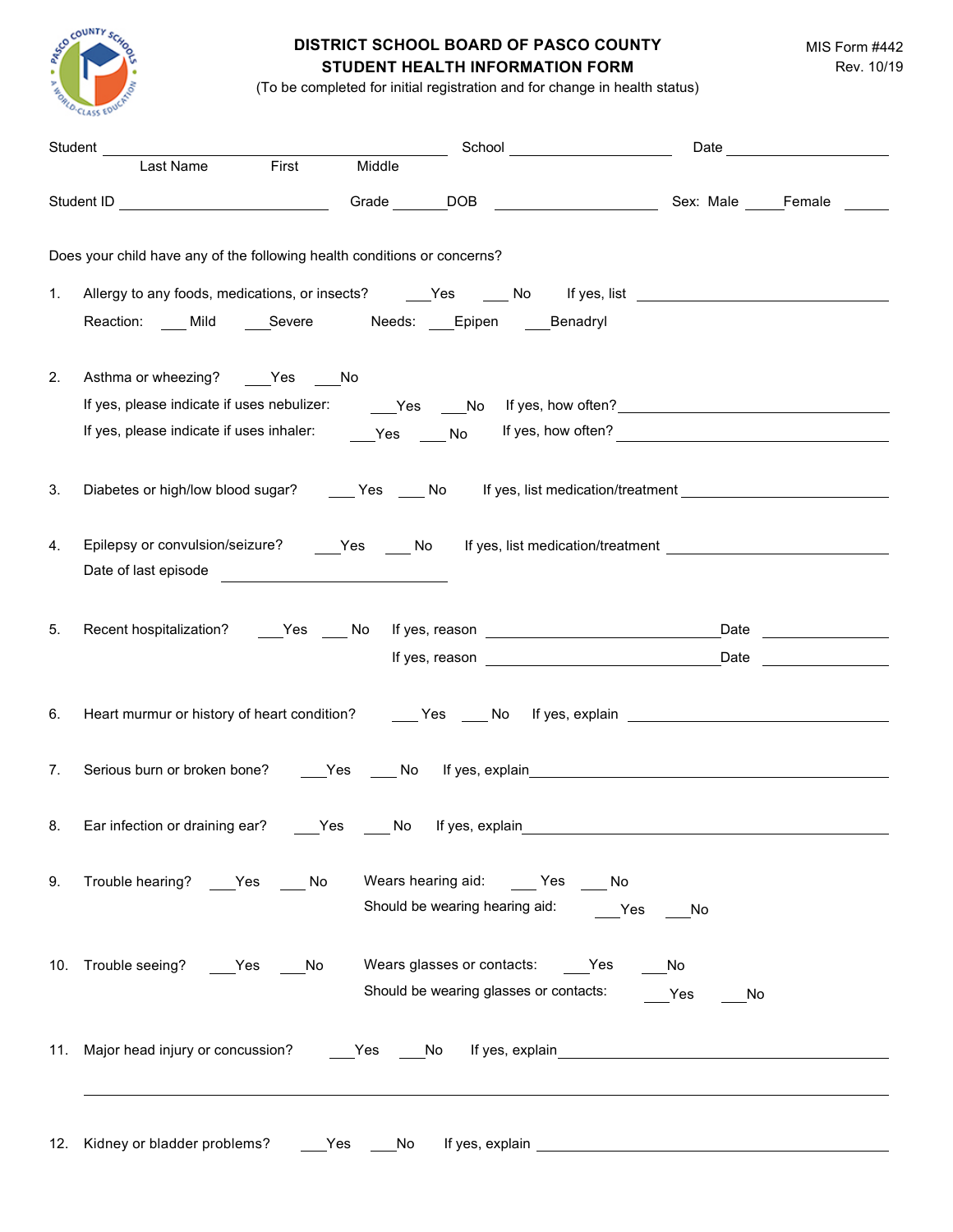# DISTRICT SCHOOL BOARD OF PASCO COUNTY
## STUDENT HEALTH INFORMATION FORM

MIS Form #442
Rev. 10/19

(To be completed for initial registration and for change in health status)

Student ______________________________________ School ________________ Date ________________
Last Name First Middle

Student ID ______________________ Grade ______ DOB ________________ Sex: Male ____ Female ____

Does your child have any of the following health conditions or concerns?

1. Allergy to any foods, medications, or insects? ___Yes ___ No If yes, list ________________________
   Reaction: ___ Mild ___Severe Needs: ___Epipen ___Benadryl

2. Asthma or wheezing? ___Yes ___No
   If yes, please indicate if uses nebulizer: ___Yes ___No If yes, how often? ________________________
   If yes, please indicate if uses inhaler: ___Yes ___ No If yes, how often? ________________________

3. Diabetes or high/low blood sugar? ___ Yes ___ No If yes, list medication/treatment ________________________

4. Epilepsy or convulsion/seizure? ___Yes ___ No If yes, list medication/treatment ________________________
   Date of last episode ________________________

5. Recent hospitalization? ___Yes ___ No If yes, reason ________________________ Date ____________
   If yes, reason ________________________ Date ____________

6. Heart murmur or history of heart condition? ___ Yes ___ No If yes, explain ________________________

7. Serious burn or broken bone? ___Yes ___ No If yes, explain ________________________

8. Ear infection or draining ear? ___Yes ___ No If yes, explain ________________________

9. Trouble hearing? ___Yes ___ No Wears hearing aid: ___ Yes ___ No
   Should be wearing hearing aid: ___Yes ___No

10. Trouble seeing? ___Yes ___No Wears glasses or contacts: ___Yes ___No
    Should be wearing glasses or contacts: ___Yes ___No

11. Major head injury or concussion? ___Yes ___No If yes, explain ________________________
    ________________________________________________________________

12. Kidney or bladder problems? ___Yes ___No If yes, explain ________________________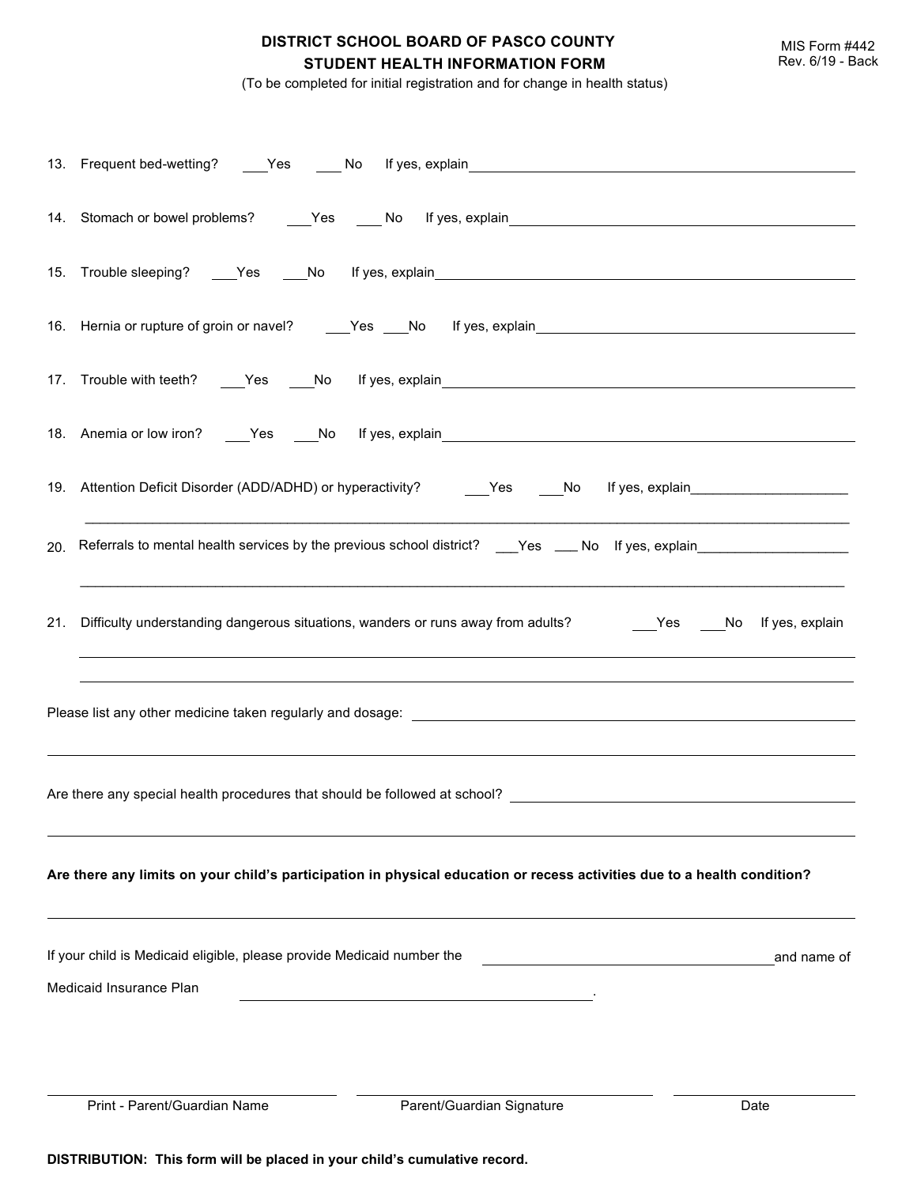**DISTRICT SCHOOL BOARD OF PASCO COUNTY**
**STUDENT HEALTH INFORMATION FORM**
(To be completed for initial registration and for change in health status)

MIS Form #442
Rev. 6/19 - Back

13. Frequent bed-wetting? ___Yes ___No If yes, explain ______________________________

14. Stomach or bowel problems? ___Yes ___No If yes, explain ______________________________

15. Trouble sleeping? ___Yes ___No If yes, explain ______________________________

16. Hernia or rupture of groin or navel? ___Yes ___No If yes, explain ______________________________

17. Trouble with teeth? ___Yes ___No If yes, explain ______________________________

18. Anemia or low iron? ___Yes ___No If yes, explain ______________________________

19. Attention Deficit Disorder (ADD/ADHD) or hyperactivity? ___Yes ___No If yes, explain ____________________
______________________________________________________________________________

20. Referrals to mental health services by the previous school district? ___Yes ___No If yes, explain ____________________
______________________________________________________________________________

21. Difficulty understanding dangerous situations, wanders or runs away from adults? ___Yes ___No If yes, explain
______________________________________________________________________________
______________________________________________________________________________

Please list any other medicine taken regularly and dosage: ______________________________
______________________________________________________________________________

Are there any special health procedures that should be followed at school? ______________________________
______________________________________________________________________________

**Are there any limits on your child's participation in physical education or recess activities due to a health condition?**
______________________________________________________________________________

If your child is Medicaid eligible, please provide Medicaid number the ______________________ and name of Medicaid Insurance Plan ______________________.

______________________ ______________________ ______________________
Print - Parent/Guardian Name Parent/Guardian Signature Date

**DISTRIBUTION: This form will be placed in your child's cumulative record.**